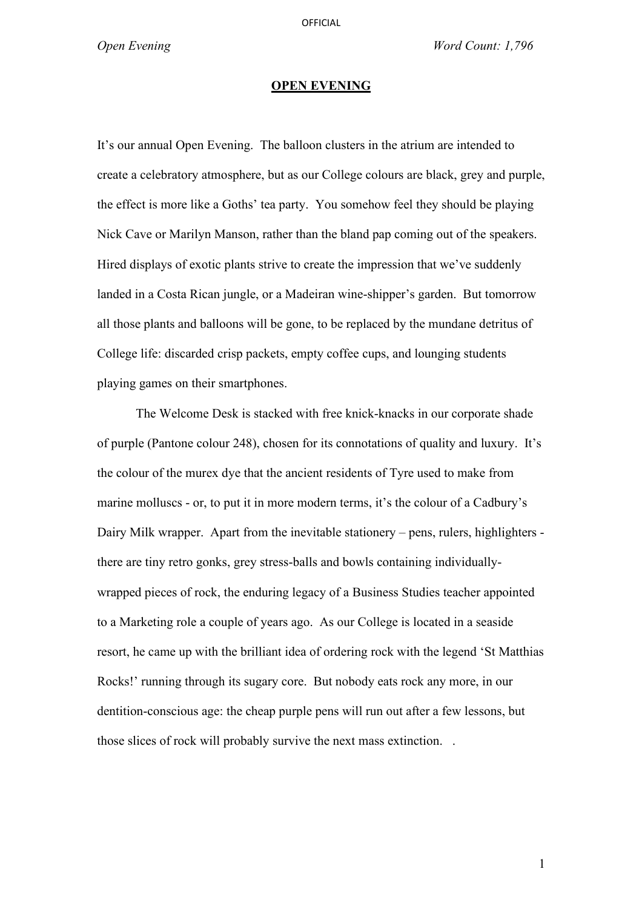# OPEN EVENING

It's our annual Open Evening. The balloon clusters in the atrium are intended to create a celebratory atmosphere, but as our College colours are black, grey and purple, the effect is more like a Goths' tea party. You somehow feel they should be playing Nick Cave or Marilyn Manson, rather than the bland pap coming out of the speakers. Hired displays of exotic plants strive to create the impression that we've suddenly landed in a Costa Rican jungle, or a Madeiran wine-shipper's garden. But tomorrow all those plants and balloons will be gone, to be replaced by the mundane detritus of College life: discarded crisp packets, empty coffee cups, and lounging students playing games on their smartphones.

The Welcome Desk is stacked with free knick-knacks in our corporate shade of purple (Pantone colour 248), chosen for its connotations of quality and luxury. It's the colour of the murex dye that the ancient residents of Tyre used to make from marine molluscs - or, to put it in more modern terms, it's the colour of a Cadbury's Dairy Milk wrapper. Apart from the inevitable stationery – pens, rulers, highlighters - there are tiny retro gonks, grey stress-balls and bowls containing individually-wrapped pieces of rock, the enduring legacy of a Business Studies teacher appointed to a Marketing role a couple of years ago. As our College is located in a seaside resort, he came up with the brilliant idea of ordering rock with the legend 'St Matthias Rocks!' running through its sugary core. But nobody eats rock any more, in our dentition-conscious age: the cheap purple pens will run out after a few lessons, but those slices of rock will probably survive the next mass extinction. .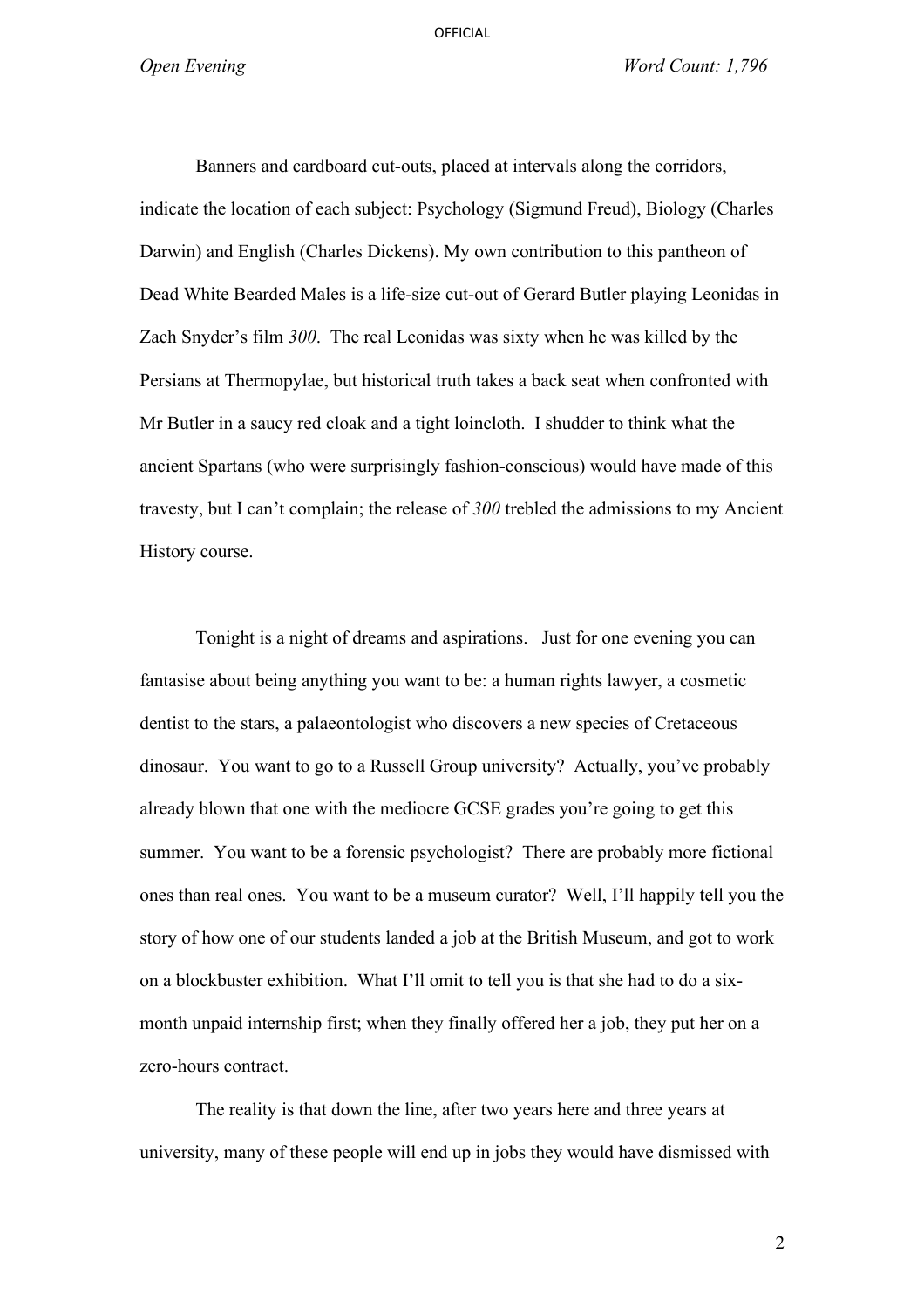Banners and cardboard cut-outs, placed at intervals along the corridors, indicate the location of each subject: Psychology (Sigmund Freud), Biology (Charles Darwin) and English (Charles Dickens). My own contribution to this pantheon of Dead White Bearded Males is a life-size cut-out of Gerard Butler playing Leonidas in Zach Snyder's film *300*. The real Leonidas was sixty when he was killed by the Persians at Thermopylae, but historical truth takes a back seat when confronted with Mr Butler in a saucy red cloak and a tight loincloth. I shudder to think what the ancient Spartans (who were surprisingly fashion-conscious) would have made of this travesty, but I can't complain; the release of *300* trebled the admissions to my Ancient History course.

Tonight is a night of dreams and aspirations. Just for one evening you can fantasise about being anything you want to be: a human rights lawyer, a cosmetic dentist to the stars, a palaeontologist who discovers a new species of Cretaceous dinosaur. You want to go to a Russell Group university? Actually, you've probably already blown that one with the mediocre GCSE grades you're going to get this summer. You want to be a forensic psychologist? There are probably more fictional ones than real ones. You want to be a museum curator? Well, I'll happily tell you the story of how one of our students landed a job at the British Museum, and got to work on a blockbuster exhibition. What I'll omit to tell you is that she had to do a six-month unpaid internship first; when they finally offered her a job, they put her on a zero-hours contract.

The reality is that down the line, after two years here and three years at university, many of these people will end up in jobs they would have dismissed with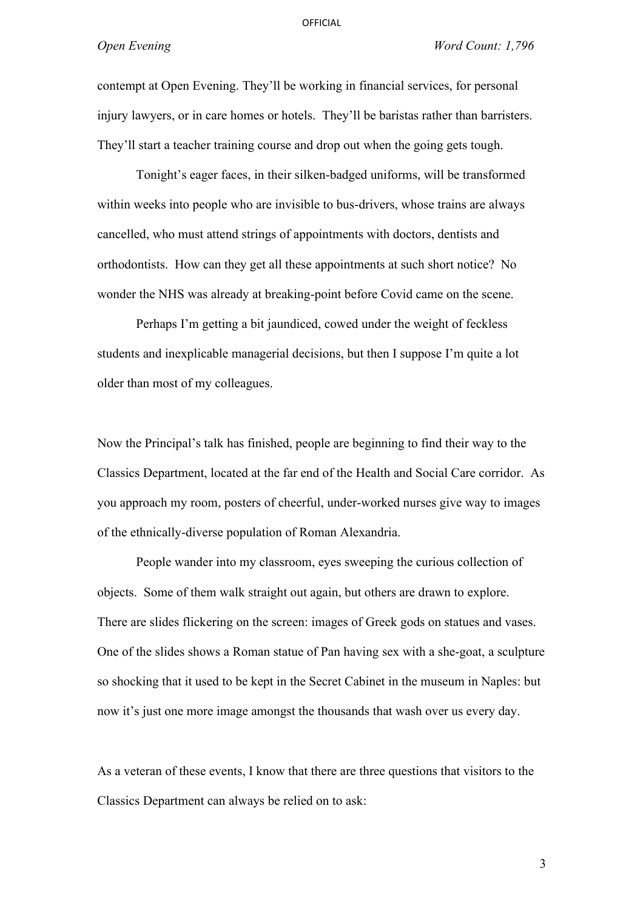contempt at Open Evening. They'll be working in financial services, for personal injury lawyers, or in care homes or hotels. They'll be baristas rather than barristers. They'll start a teacher training course and drop out when the going gets tough.

Tonight's eager faces, in their silken-badged uniforms, will be transformed within weeks into people who are invisible to bus-drivers, whose trains are always cancelled, who must attend strings of appointments with doctors, dentists and orthodontists. How can they get all these appointments at such short notice? No wonder the NHS was already at breaking-point before Covid came on the scene.

Perhaps I'm getting a bit jaundiced, cowed under the weight of feckless students and inexplicable managerial decisions, but then I suppose I'm quite a lot older than most of my colleagues.

Now the Principal's talk has finished, people are beginning to find their way to the Classics Department, located at the far end of the Health and Social Care corridor. As you approach my room, posters of cheerful, under-worked nurses give way to images of the ethnically-diverse population of Roman Alexandria.

People wander into my classroom, eyes sweeping the curious collection of objects. Some of them walk straight out again, but others are drawn to explore. There are slides flickering on the screen: images of Greek gods on statues and vases. One of the slides shows a Roman statue of Pan having sex with a she-goat, a sculpture so shocking that it used to be kept in the Secret Cabinet in the museum in Naples: but now it's just one more image amongst the thousands that wash over us every day.

As a veteran of these events, I know that there are three questions that visitors to the Classics Department can always be relied on to ask: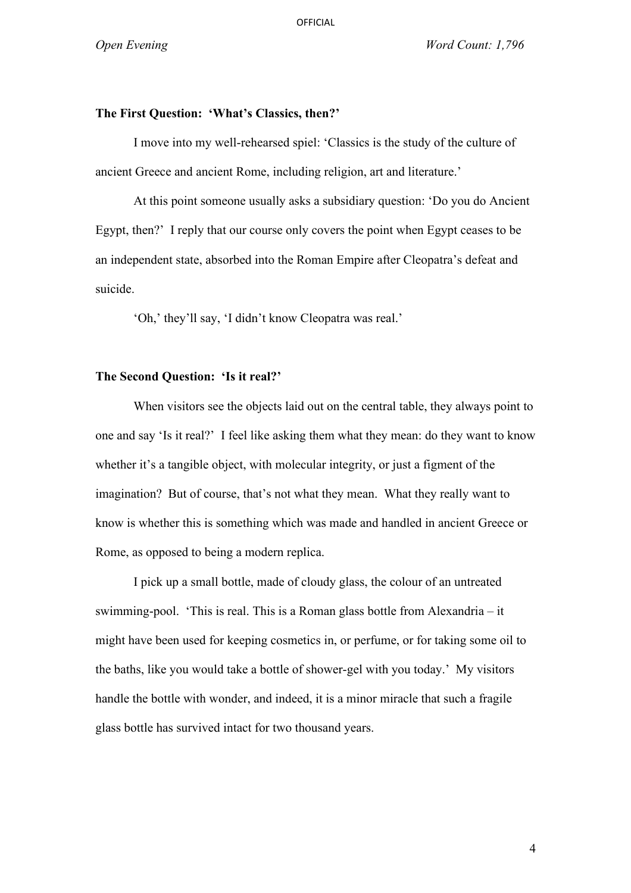**The First Question: 'What's Classics, then?'**

I move into my well-rehearsed spiel: 'Classics is the study of the culture of ancient Greece and ancient Rome, including religion, art and literature.'

At this point someone usually asks a subsidiary question: 'Do you do Ancient Egypt, then?' I reply that our course only covers the point when Egypt ceases to be an independent state, absorbed into the Roman Empire after Cleopatra's defeat and suicide.

'Oh,' they'll say, 'I didn't know Cleopatra was real.'

**The Second Question: 'Is it real?'**

When visitors see the objects laid out on the central table, they always point to one and say 'Is it real?' I feel like asking them what they mean: do they want to know whether it's a tangible object, with molecular integrity, or just a figment of the imagination? But of course, that's not what they mean. What they really want to know is whether this is something which was made and handled in ancient Greece or Rome, as opposed to being a modern replica.

I pick up a small bottle, made of cloudy glass, the colour of an untreated swimming-pool. 'This is real. This is a Roman glass bottle from Alexandria – it might have been used for keeping cosmetics in, or perfume, or for taking some oil to the baths, like you would take a bottle of shower-gel with you today.' My visitors handle the bottle with wonder, and indeed, it is a minor miracle that such a fragile glass bottle has survived intact for two thousand years.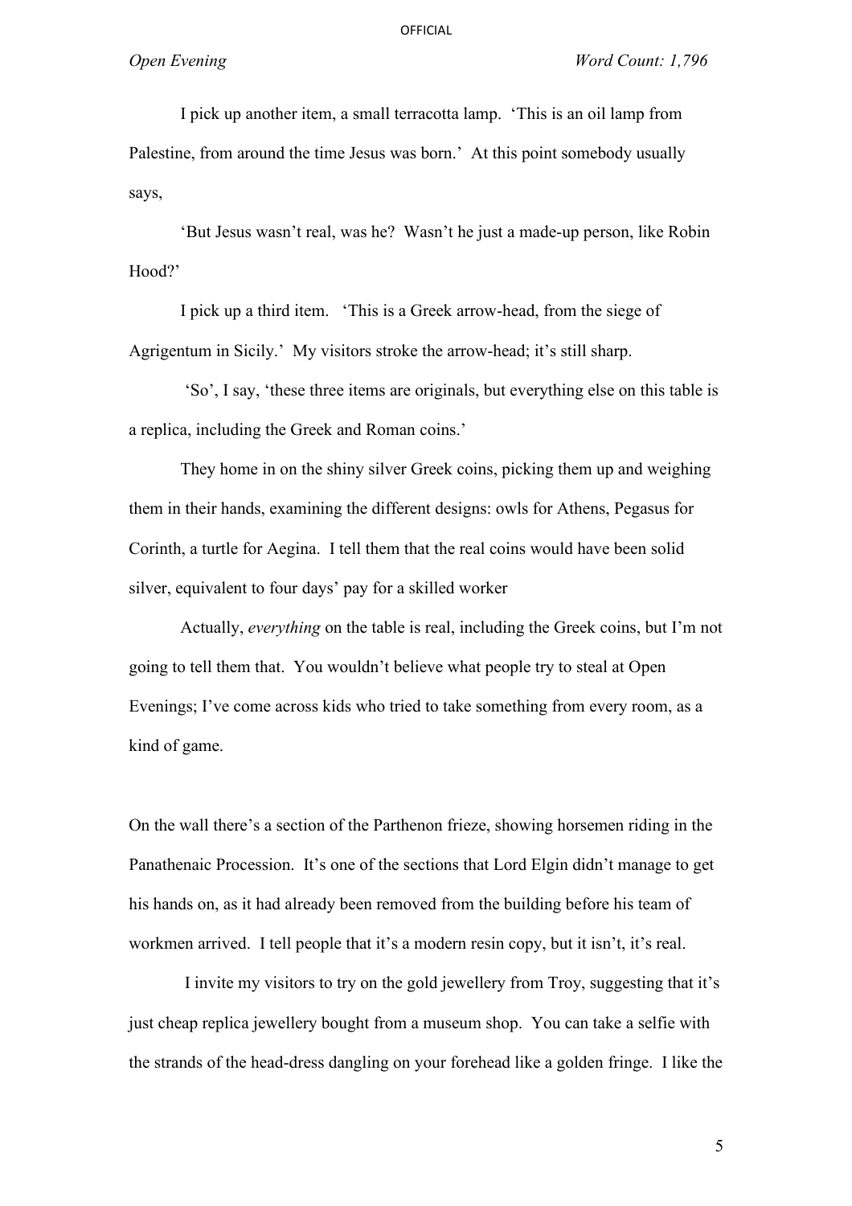I pick up another item, a small terracotta lamp. 'This is an oil lamp from Palestine, from around the time Jesus was born.' At this point somebody usually says,

'But Jesus wasn't real, was he? Wasn't he just a made-up person, like Robin Hood?'

I pick up a third item. 'This is a Greek arrow-head, from the siege of Agrigentum in Sicily.' My visitors stroke the arrow-head; it's still sharp.

'So', I say, 'these three items are originals, but everything else on this table is a replica, including the Greek and Roman coins.'

They home in on the shiny silver Greek coins, picking them up and weighing them in their hands, examining the different designs: owls for Athens, Pegasus for Corinth, a turtle for Aegina. I tell them that the real coins would have been solid silver, equivalent to four days' pay for a skilled worker

Actually, *everything* on the table is real, including the Greek coins, but I'm not going to tell them that. You wouldn't believe what people try to steal at Open Evenings; I've come across kids who tried to take something from every room, as a kind of game.

On the wall there's a section of the Parthenon frieze, showing horsemen riding in the Panathenaic Procession. It's one of the sections that Lord Elgin didn't manage to get his hands on, as it had already been removed from the building before his team of workmen arrived. I tell people that it's a modern resin copy, but it isn't, it's real.

I invite my visitors to try on the gold jewellery from Troy, suggesting that it's just cheap replica jewellery bought from a museum shop. You can take a selfie with the strands of the head-dress dangling on your forehead like a golden fringe. I like the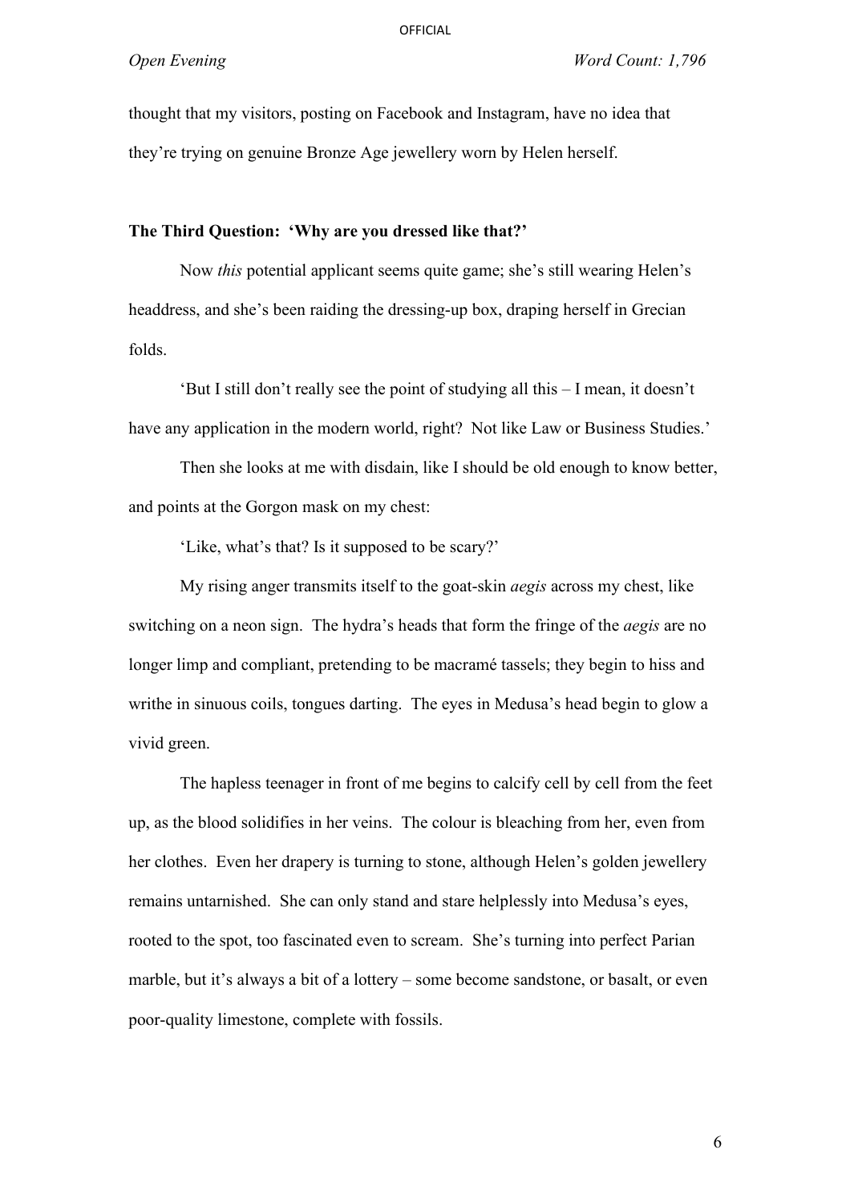thought that my visitors, posting on Facebook and Instagram, have no idea that they're trying on genuine Bronze Age jewellery worn by Helen herself.

**The Third Question: 'Why are you dressed like that?'**

Now *this* potential applicant seems quite game; she's still wearing Helen's headdress, and she's been raiding the dressing-up box, draping herself in Grecian folds.

'But I still don't really see the point of studying all this – I mean, it doesn't have any application in the modern world, right? Not like Law or Business Studies.'

Then she looks at me with disdain, like I should be old enough to know better, and points at the Gorgon mask on my chest:

'Like, what's that? Is it supposed to be scary?'

My rising anger transmits itself to the goat-skin *aegis* across my chest, like switching on a neon sign. The hydra's heads that form the fringe of the *aegis* are no longer limp and compliant, pretending to be macramé tassels; they begin to hiss and writhe in sinuous coils, tongues darting. The eyes in Medusa's head begin to glow a vivid green.

The hapless teenager in front of me begins to calcify cell by cell from the feet up, as the blood solidifies in her veins. The colour is bleaching from her, even from her clothes. Even her drapery is turning to stone, although Helen's golden jewellery remains untarnished. She can only stand and stare helplessly into Medusa's eyes, rooted to the spot, too fascinated even to scream. She's turning into perfect Parian marble, but it's always a bit of a lottery – some become sandstone, or basalt, or even poor-quality limestone, complete with fossils.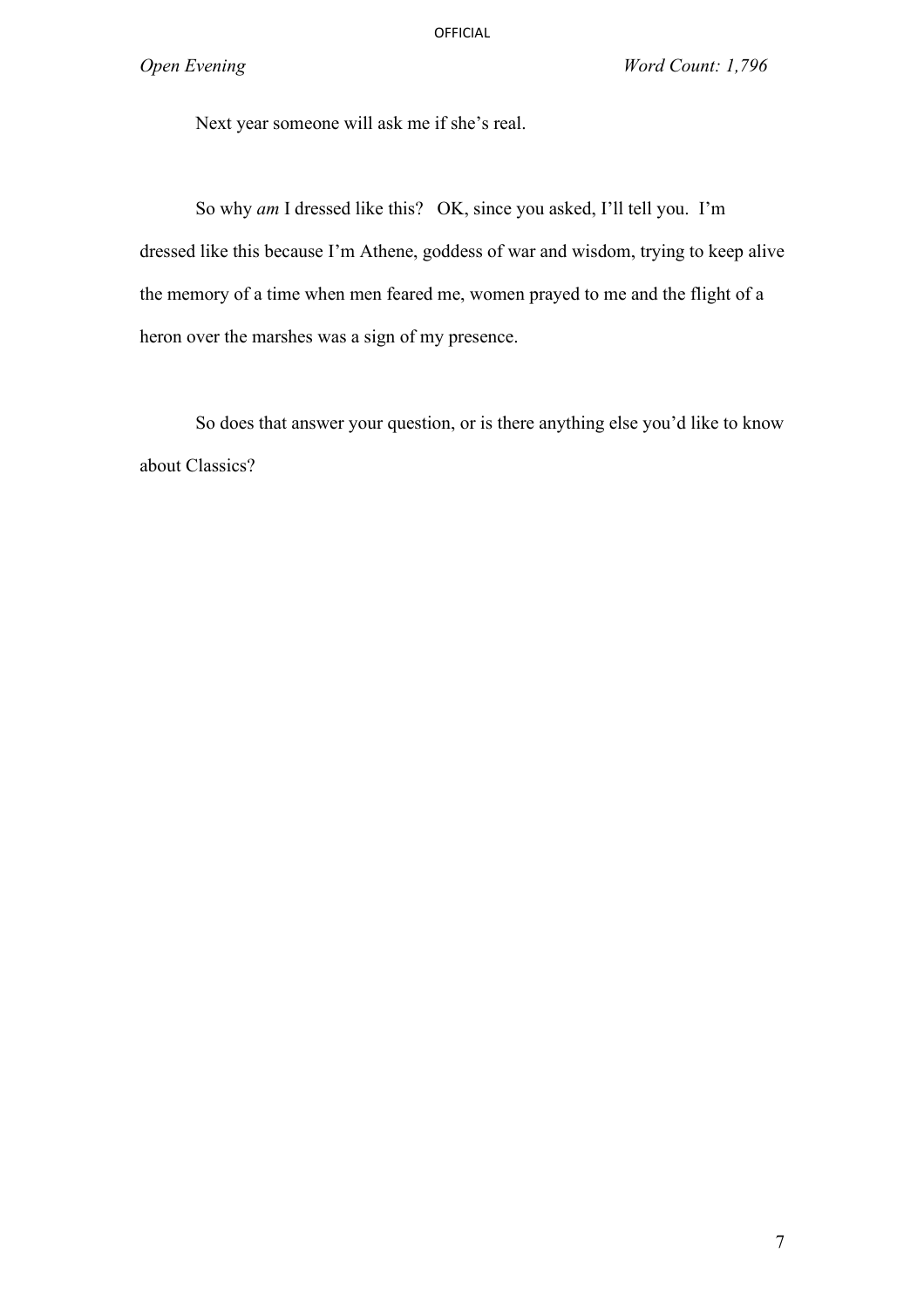Next year someone will ask me if she's real.

So why *am* I dressed like this? OK, since you asked, I'll tell you. I'm dressed like this because I'm Athene, goddess of war and wisdom, trying to keep alive the memory of a time when men feared me, women prayed to me and the flight of a heron over the marshes was a sign of my presence.

So does that answer your question, or is there anything else you'd like to know about Classics?